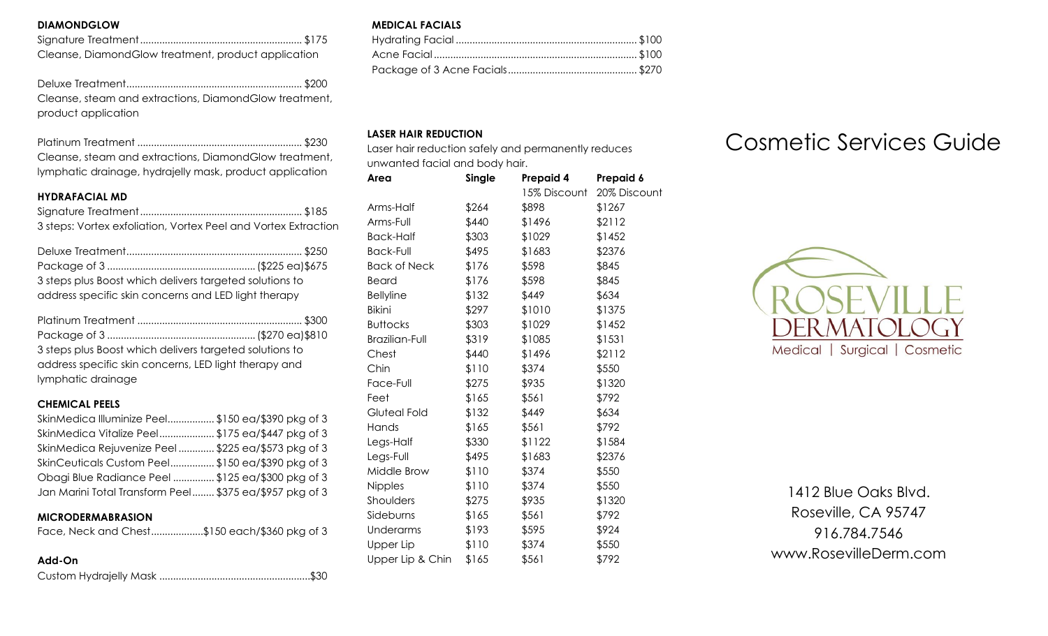# Cosmetic Services Guide

ROSEVILLE DERMATOLOGY

Medical | Surgical | Cosmetic

1412 Blue Oaks Blvd.
Roseville, CA 95747
916.784.7546
www.RosevilleDerm.com

## DIAMONDGLOW

Signature Treatment .......... $175
Cleanse, DiamondGlow treatment, product application

Deluxe Treatment .......... $200
Cleanse, steam and extractions, DiamondGlow treatment, product application

Platinum Treatment .......... $230
Cleanse, steam and extractions, DiamondGlow treatment, lymphatic drainage, hydrajelly mask, product application

## HYDRAFACIAL MD

Signature Treatment .......... $185
3 steps: Vortex exfoliation, Vortex Peel and Vortex Extraction

Deluxe Treatment .......... $250
Package of 3 .......... ($225 ea)$675
3 steps plus Boost which delivers targeted solutions to address specific skin concerns and LED light therapy

Platinum Treatment .......... $300
Package of 3 .......... ($270 ea)$810
3 steps plus Boost which delivers targeted solutions to address specific skin concerns, LED light therapy and lymphatic drainage

## CHEMICAL PEELS

SkinMedica Illuminize Peel .......... $150 ea/$390 pkg of 3
SkinMedica Vitalize Peel .......... $175 ea/$447 pkg of 3
SkinMedica Rejuvenite Peel .......... $225 ea/$573 pkg of 3
SkinCeuticals Custom Peel .......... $150 ea/$390 pkg of 3
Obagi Blue Radiance Peel .......... $125 ea/$300 pkg of 3
Jan Marini Total Transform Peel .......... $375 ea/$957 pkg of 3

## MICRODERMABRASION

Face, Neck and Chest .......... $150 each/$360 pkg of 3

## Add-On

Custom Hydrajelly Mask .......... $30

## MEDICAL FACIALS

Hydrating Facial .......... $100
Acne Facial .......... $100
Package of 3 Acne Facials .......... $270

## LASER HAIR REDUCTION

Laser hair reduction safely and permanently reduces unwanted facial and body hair.

| Area | Single | Prepaid 4<br>15% Discount | Prepaid 6<br>20% Discount |
|---|---|---|---|
| Arms-Half | $264 | $898 | $1267 |
| Arms-Full | $440 | $1496 | $2112 |
| Back-Half | $303 | $1029 | $1452 |
| Back-Full | $495 | $1683 | $2376 |
| Back of Neck | $176 | $598 | $845 |
| Beard | $176 | $598 | $845 |
| Bellyline | $132 | $449 | $634 |
| Bikini | $297 | $1010 | $1375 |
| Buttocks | $303 | $1029 | $1452 |
| Brazilian-Full | $319 | $1085 | $1531 |
| Chest | $440 | $1496 | $2112 |
| Chin | $110 | $374 | $550 |
| Face-Full | $275 | $935 | $1320 |
| Feet | $165 | $561 | $792 |
| Gluteal Fold | $132 | $449 | $634 |
| Hands | $165 | $561 | $792 |
| Legs-Half | $330 | $1122 | $1584 |
| Legs-Full | $495 | $1683 | $2376 |
| Middle Brow | $110 | $374 | $550 |
| Nipples | $110 | $374 | $550 |
| Shoulders | $275 | $935 | $1320 |
| Sideburns | $165 | $561 | $792 |
| Underarms | $193 | $595 | $924 |
| Upper Lip | $110 | $374 | $550 |
| Upper Lip & Chin | $165 | $561 | $792 |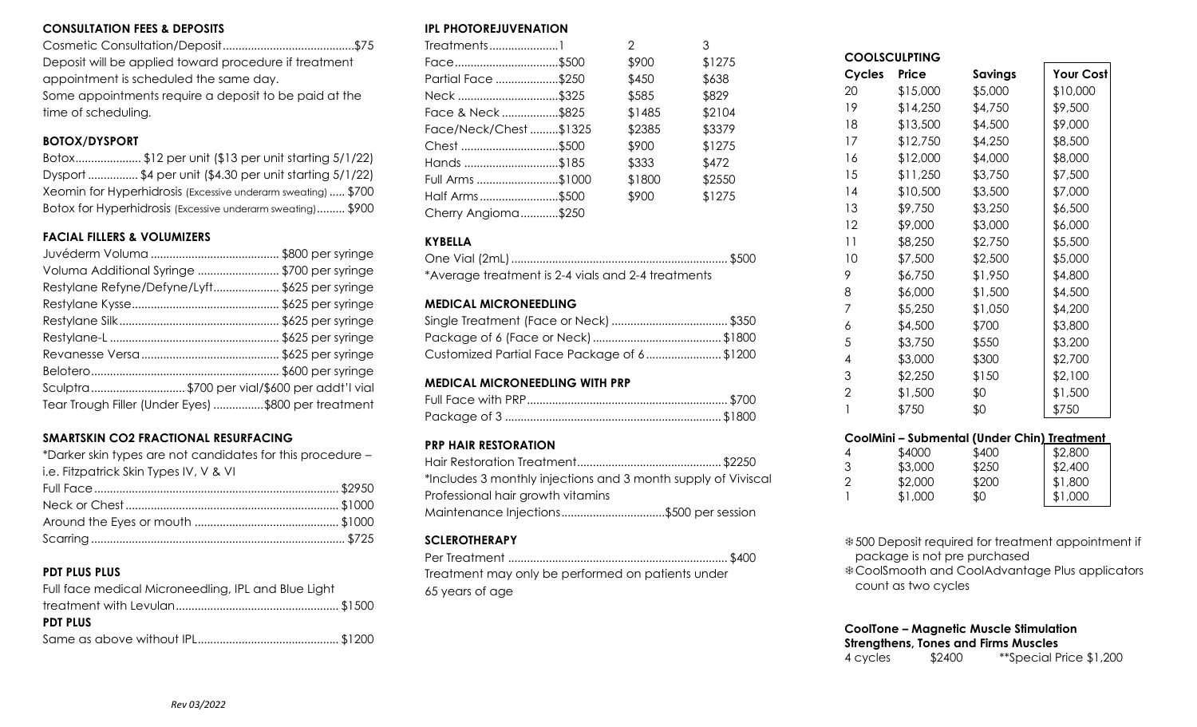### CONSULTATION FEES & DEPOSITS

Cosmetic Consultation/Deposit..........................................$75

Deposit will be applied toward procedure if treatment appointment is scheduled the same day.

Some appointments require a deposit to be paid at the time of scheduling.

### BOTOX/DYSPORT

Botox..................... $12 per unit ($13 per unit starting 5/1/22)

Dysport ................ $4 per unit ($4.30 per unit starting 5/1/22)

Xeomin for Hyperhidrosis (Excessive underarm sweating) ..... $700

Botox for Hyperhidrosis (Excessive underarm sweating)......... $900

### FACIAL FILLERS & VOLUMIZERS

Juvéderm Voluma ......................................... $800 per syringe

Voluma Additional Syringe .......................... $700 per syringe

Restylane Refyne/Defyne/Lyft..................... $625 per syringe

Restylane Kysse.............................................. $625 per syringe

Restylane Silk.................................................. $625 per syringe

Restylane-L ..................................................... $625 per syringe

Revanesse Versa........................................... $625 per syringe

Belotero........................................................... $600 per syringe

Sculptra.............................. $700 per vial/$600 per addt'l vial

Tear Trough Filler (Under Eyes) ................$800 per treatment

### SMARTSKIN CO2 FRACTIONAL RESURFACING

*Darker skin types are not candidates for this procedure – i.e. Fitzpatrick Skin Types IV, V & VI

Full Face............................................................................ $2950

Neck or Chest.................................................................. $1000

Around the Eyes or mouth ............................................. $1000

Scarring ............................................................................... $725

### PDT PLUS PLUS

Full face medical Microneedling, IPL and Blue Light treatment with Levulan................................................... $1500

### PDT PLUS

Same as above without IPL............................................ $1200

### IPL PHOTOREJUVENATION

| Treatments | 1 | 2 | 3 |
|---|---|---|---|
| Face | $500 | $900 | $1275 |
| Partial Face | $250 | $450 | $638 |
| Neck | $325 | $585 | $829 |
| Face & Neck | $825 | $1485 | $2104 |
| Face/Neck/Chest | $1325 | $2385 | $3379 |
| Chest | $500 | $900 | $1275 |
| Hands | $185 | $333 | $472 |
| Full Arms | $1000 | $1800 | $2550 |
| Half Arms | $500 | $900 | $1275 |
| Cherry Angioma | $250 | | |

### KYBELLA

One Vial (2mL) .................................................................... $500

*Average treatment is 2-4 vials and 2-4 treatments

### MEDICAL MICRONEEDLING

Single Treatment (Face or Neck) ..................................... $350

Package of 6 (Face or Neck)......................................... $1800

Customized Partial Face Package of 6........................ $1200

### MEDICAL MICRONEEDLING WITH PRP

Full Face with PRP............................................................... $700

Package of 3 .................................................................... $1800

### PRP HAIR RESTORATION

Hair Restoration Treatment............................................. $2250

*Includes 3 monthly injections and 3 month supply of Viviscal Professional hair growth vitamins

Maintenance Injections.................................$500 per session

### SCLEROTHERAPY

Per Treatment ..................................................................... $400

Treatment may only be performed on patients under 65 years of age

### COOLSCULPTING

| Cycles | Price | Savings | Your Cost |
|---|---|---|---|
| 20 | $15,000 | $5,000 | $10,000 |
| 19 | $14,250 | $4,750 | $9,500 |
| 18 | $13,500 | $4,500 | $9,000 |
| 17 | $12,750 | $4,250 | $8,500 |
| 16 | $12,000 | $4,000 | $8,000 |
| 15 | $11,250 | $3,750 | $7,500 |
| 14 | $10,500 | $3,500 | $7,000 |
| 13 | $9,750 | $3,250 | $6,500 |
| 12 | $9,000 | $3,000 | $6,000 |
| 11 | $8,250 | $2,750 | $5,500 |
| 10 | $7,500 | $2,500 | $5,000 |
| 9 | $6,750 | $1,950 | $4,800 |
| 8 | $6,000 | $1,500 | $4,500 |
| 7 | $5,250 | $1,050 | $4,200 |
| 6 | $4,500 | $700 | $3,800 |
| 5 | $3,750 | $550 | $3,200 |
| 4 | $3,000 | $300 | $2,700 |
| 3 | $2,250 | $150 | $2,100 |
| 2 | $1,500 | $0 | $1,500 |
| 1 | $750 | $0 | $750 |

#### CoolMini – Submental (Under Chin) Treatment

| | | | |
|---|---|---|---|
| 4 | $4000 | $400 | $2,800 |
| 3 | $3,000 | $250 | $2,400 |
| 2 | $2,000 | $200 | $1,800 |
| 1 | $1,000 | $0 | $1,000 |

- 500 Deposit required for treatment appointment if package is not pre purchased
- CoolSmooth and CoolAdvantage Plus applicators count as two cycles

**CoolTone – Magnetic Muscle Stimulation**
**Strengthens, Tones and Firms Muscles**

4 cycles $2400 **Special Price $1,200

*Rev 03/2022*